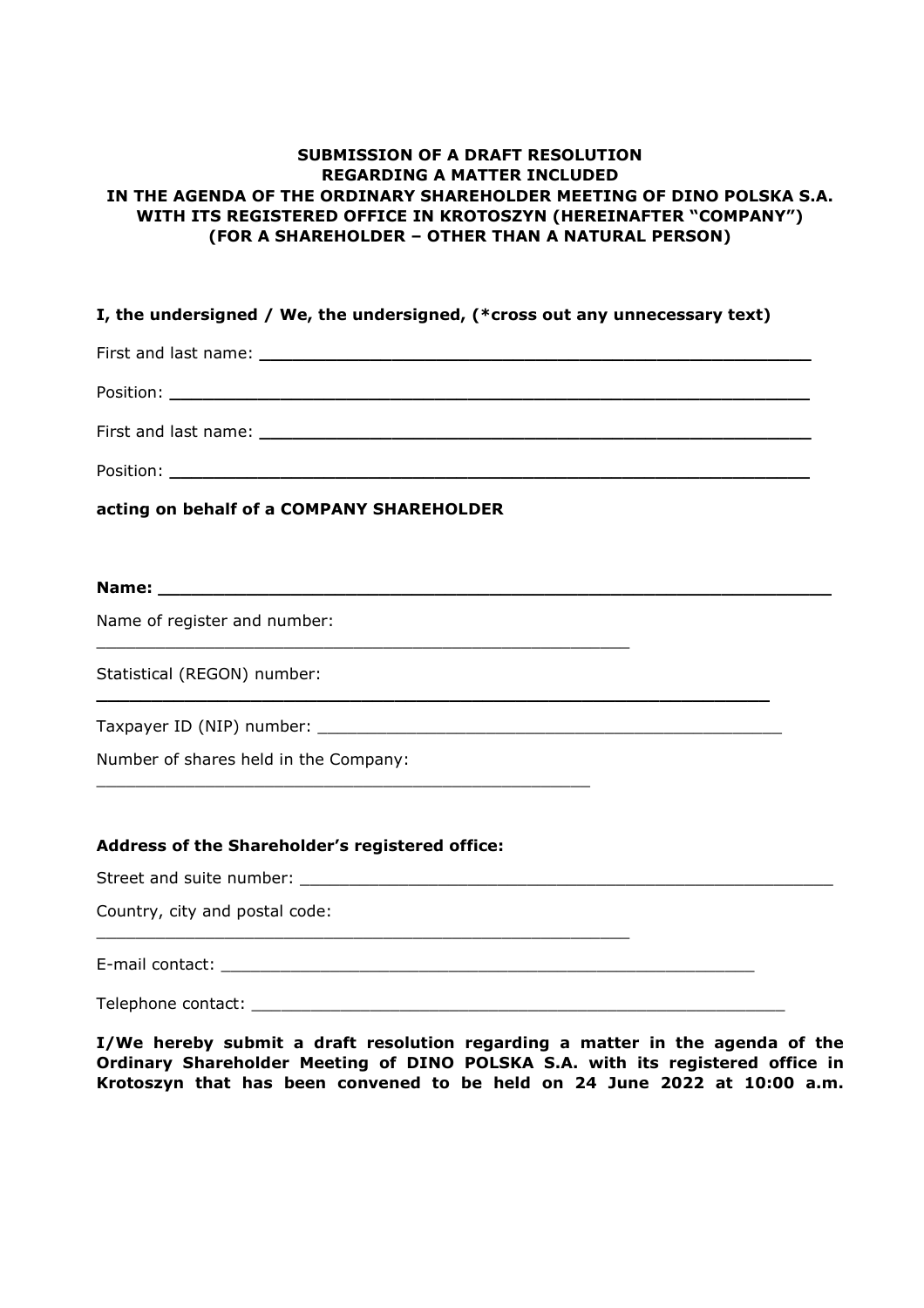**SUBMISSION OF A DRAFT RESOLUTION
REGARDING A MATTER INCLUDED
IN THE AGENDA OF THE ORDINARY SHAREHOLDER MEETING OF DINO POLSKA S.A.
WITH ITS REGISTERED OFFICE IN KROTOSZYN (HEREINAFTER "COMPANY")
(FOR A SHAREHOLDER – OTHER THAN A NATURAL PERSON)**

**I, the undersigned / We, the undersigned, (*cross out any unnecessary text)**

First and last name: ___________________________________________________

Position: ___________________________________________________________

First and last name: ___________________________________________________

Position: ___________________________________________________________

**acting on behalf of a COMPANY SHAREHOLDER**

**Name: ____________________________________________________________**

Name of register and number: ___________________________________________________

Statistical (REGON) number: ___________________________________________________

Taxpayer ID (NIP) number: _____________________________________________

Number of shares held in the Company: ___________________________________________________

**Address of the Shareholder's registered office:**

Street and suite number: ______________________________________________________

Country, city and postal code: ___________________________________________________

E-mail contact: ____________________________________________________

Telephone contact: _________________________________________________

**I/We hereby submit a draft resolution regarding a matter in the agenda of the Ordinary Shareholder Meeting of DINO POLSKA S.A. with its registered office in Krotoszyn that has been convened to be held on 24 June 2022 at 10:00 a.m.**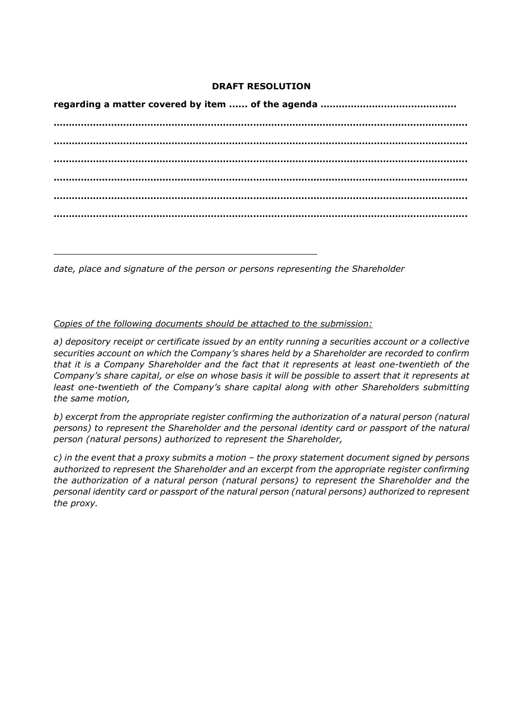**DRAFT RESOLUTION**

**regarding a matter covered by item ...... of the agenda ..........................................**

**...........................................................................................................................**

**...........................................................................................................................**

**...........................................................................................................................**

**...........................................................................................................................**

**...........................................................................................................................**

**...........................................................................................................................**

\_\_\_\_\_\_\_\_\_\_\_\_\_\_\_\_\_\_\_\_\_\_\_\_\_\_\_\_\_\_\_\_\_\_\_\_\_\_\_\_\_\_\_\_\_\_\_\_

*date, place and signature of the person or persons representing the Shareholder*

*<u>Copies of the following documents should be attached to the submission:</u>*

*a) depository receipt or certificate issued by an entity running a securities account or a collective securities account on which the Company's shares held by a Shareholder are recorded to confirm that it is a Company Shareholder and the fact that it represents at least one-twentieth of the Company's share capital, or else on whose basis it will be possible to assert that it represents at least one-twentieth of the Company's share capital along with other Shareholders submitting the same motion,*

*b) excerpt from the appropriate register confirming the authorization of a natural person (natural persons) to represent the Shareholder and the personal identity card or passport of the natural person (natural persons) authorized to represent the Shareholder,*

*c) in the event that a proxy submits a motion – the proxy statement document signed by persons authorized to represent the Shareholder and an excerpt from the appropriate register confirming the authorization of a natural person (natural persons) to represent the Shareholder and the personal identity card or passport of the natural person (natural persons) authorized to represent the proxy.*